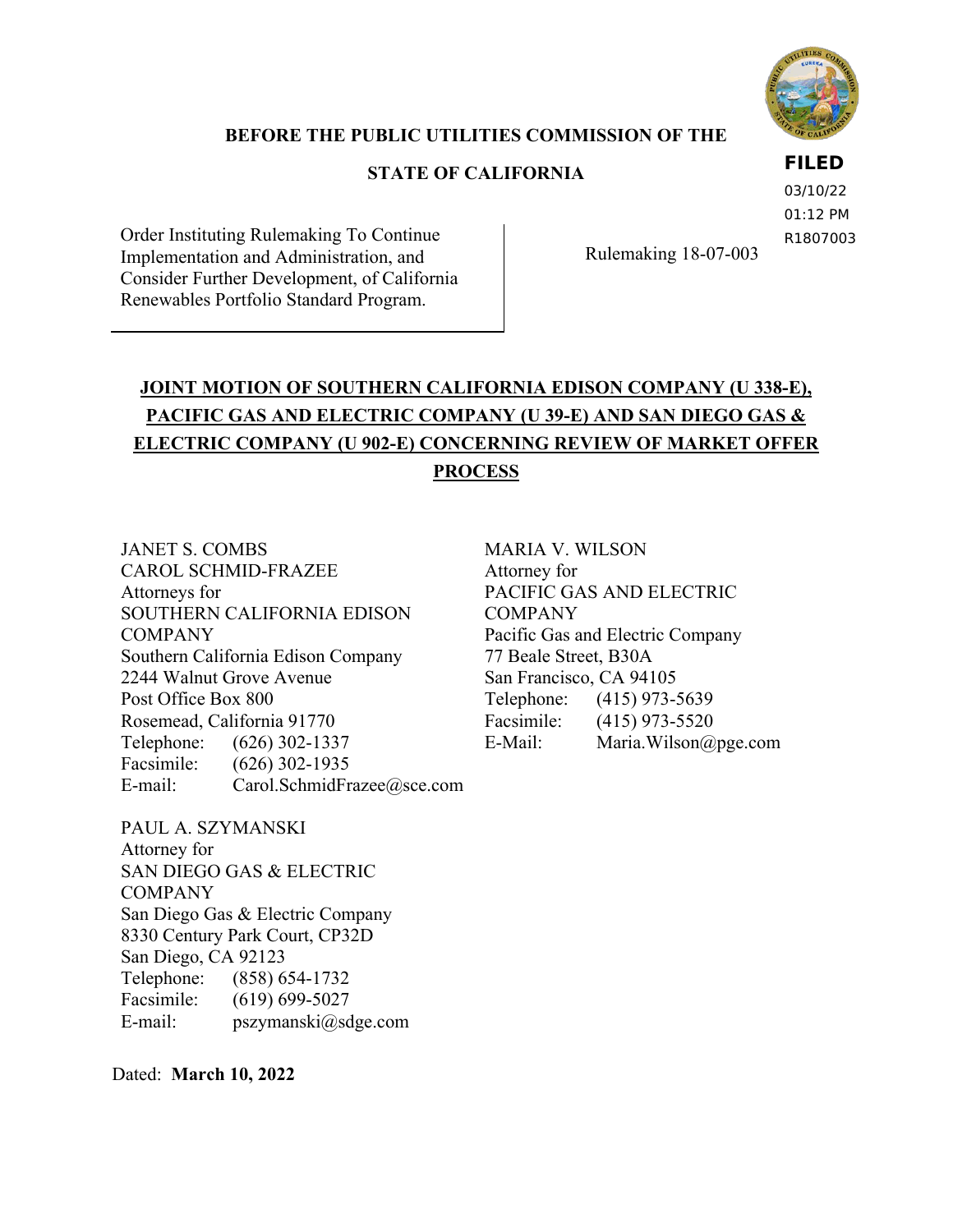**BEFORE THE PUBLIC UTILITIES COMMISSION OF THE**

**STATE OF CALIFORNIA**

FILED
03/10/22
01:12 PM
R1807003

| | |
|---|---|
| Order Instituting Rulemaking To Continue Implementation and Administration, and Consider Further Development, of California Renewables Portfolio Standard Program. | Rulemaking 18-07-003 |

# JOINT MOTION OF SOUTHERN CALIFORNIA EDISON COMPANY (U 338-E), PACIFIC GAS AND ELECTRIC COMPANY (U 39-E) AND SAN DIEGO GAS & ELECTRIC COMPANY (U 902-E) CONCERNING REVIEW OF MARKET OFFER PROCESS

JANET S. COMBS
CAROL SCHMID-FRAZEE
Attorneys for
SOUTHERN CALIFORNIA EDISON COMPANY
Southern California Edison Company
2244 Walnut Grove Avenue
Post Office Box 800
Rosemead, California 91770
Telephone: (626) 302-1337
Facsimile: (626) 302-1935
E-mail: Carol.SchmidFrazee@sce.com

MARIA V. WILSON
Attorney for
PACIFIC GAS AND ELECTRIC COMPANY
Pacific Gas and Electric Company
77 Beale Street, B30A
San Francisco, CA 94105
Telephone: (415) 973-5639
Facsimile: (415) 973-5520
E-Mail: Maria.Wilson@pge.com

PAUL A. SZYMANSKI
Attorney for
SAN DIEGO GAS & ELECTRIC COMPANY
San Diego Gas & Electric Company
8330 Century Park Court, CP32D
San Diego, CA 92123
Telephone: (858) 654-1732
Facsimile: (619) 699-5027
E-mail: pszymanski@sdge.com

Dated: **March 10, 2022**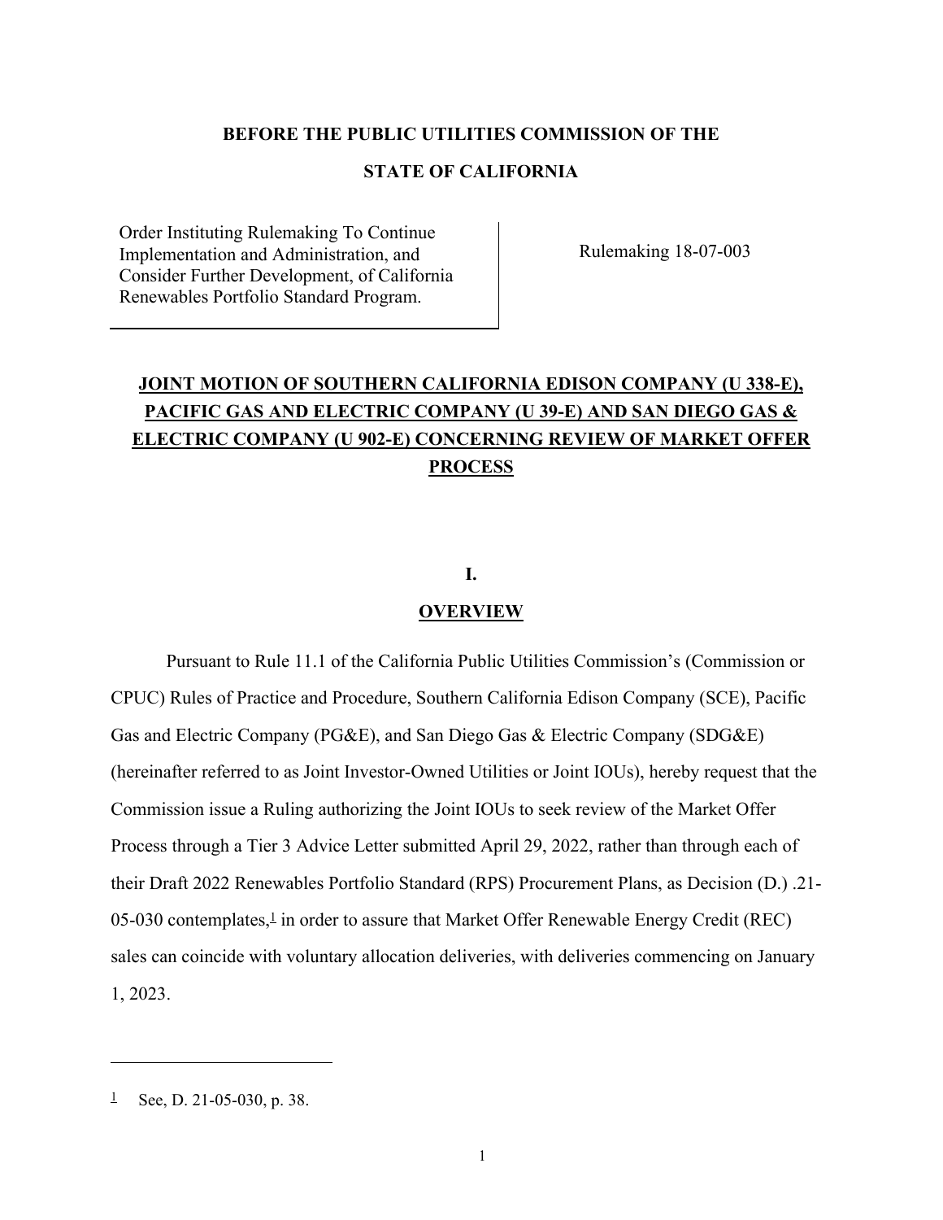**BEFORE THE PUBLIC UTILITIES COMMISSION OF THE**

**STATE OF CALIFORNIA**

| Order Instituting Rulemaking To Continue Implementation and Administration, and Consider Further Development, of California Renewables Portfolio Standard Program. | Rulemaking 18-07-003 |
| --- | --- |

# JOINT MOTION OF SOUTHERN CALIFORNIA EDISON COMPANY (U 338-E), PACIFIC GAS AND ELECTRIC COMPANY (U 39-E) AND SAN DIEGO GAS & ELECTRIC COMPANY (U 902-E) CONCERNING REVIEW OF MARKET OFFER PROCESS

## I.

## OVERVIEW

Pursuant to Rule 11.1 of the California Public Utilities Commission's (Commission or CPUC) Rules of Practice and Procedure, Southern California Edison Company (SCE), Pacific Gas and Electric Company (PG&E), and San Diego Gas & Electric Company (SDG&E) (hereinafter referred to as Joint Investor-Owned Utilities or Joint IOUs), hereby request that the Commission issue a Ruling authorizing the Joint IOUs to seek review of the Market Offer Process through a Tier 3 Advice Letter submitted April 29, 2022, rather than through each of their Draft 2022 Renewables Portfolio Standard (RPS) Procurement Plans, as Decision (D.) .21-05-030 contemplates,[1] in order to assure that Market Offer Renewable Energy Credit (REC) sales can coincide with voluntary allocation deliveries, with deliveries commencing on January 1, 2023.

---

[1] See, D. 21-05-030, p. 38.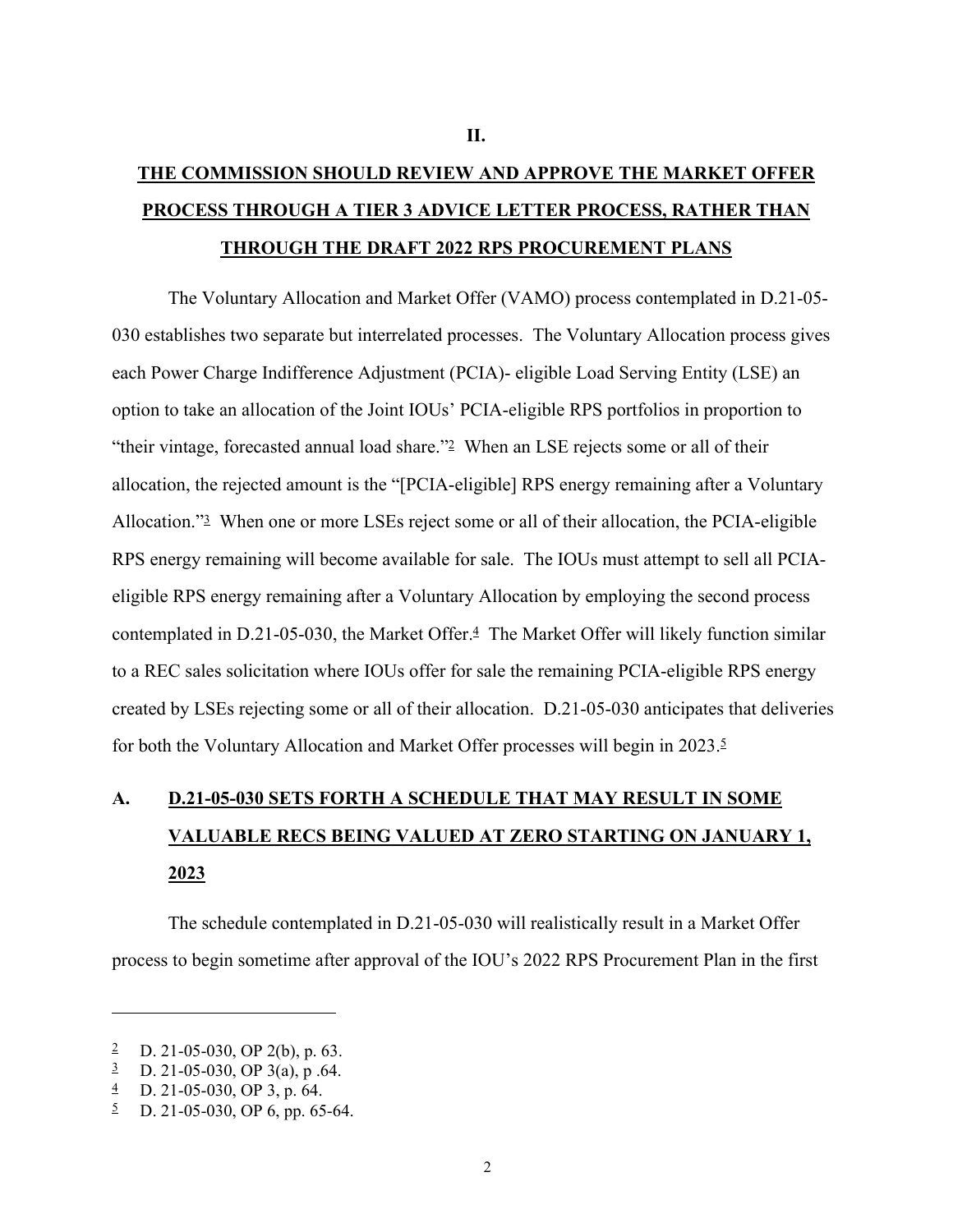## II.

## THE COMMISSION SHOULD REVIEW AND APPROVE THE MARKET OFFER PROCESS THROUGH A TIER 3 ADVICE LETTER PROCESS, RATHER THAN THROUGH THE DRAFT 2022 RPS PROCUREMENT PLANS

The Voluntary Allocation and Market Offer (VAMO) process contemplated in D.21-05-030 establishes two separate but interrelated processes. The Voluntary Allocation process gives each Power Charge Indifference Adjustment (PCIA)- eligible Load Serving Entity (LSE) an option to take an allocation of the Joint IOUs' PCIA-eligible RPS portfolios in proportion to "their vintage, forecasted annual load share."[2] When an LSE rejects some or all of their allocation, the rejected amount is the "[PCIA-eligible] RPS energy remaining after a Voluntary Allocation."[3] When one or more LSEs reject some or all of their allocation, the PCIA-eligible RPS energy remaining will become available for sale. The IOUs must attempt to sell all PCIA-eligible RPS energy remaining after a Voluntary Allocation by employing the second process contemplated in D.21-05-030, the Market Offer.[4] The Market Offer will likely function similar to a REC sales solicitation where IOUs offer for sale the remaining PCIA-eligible RPS energy created by LSEs rejecting some or all of their allocation. D.21-05-030 anticipates that deliveries for both the Voluntary Allocation and Market Offer processes will begin in 2023.[5]

### A. D.21-05-030 SETS FORTH A SCHEDULE THAT MAY RESULT IN SOME VALUABLE RECS BEING VALUED AT ZERO STARTING ON JANUARY 1, 2023

The schedule contemplated in D.21-05-030 will realistically result in a Market Offer process to begin sometime after approval of the IOU's 2022 RPS Procurement Plan in the first

---

[2] D. 21-05-030, OP 2(b), p. 63.

[3] D. 21-05-030, OP 3(a), p .64.

[4] D. 21-05-030, OP 3, p. 64.

[5] D. 21-05-030, OP 6, pp. 65-64.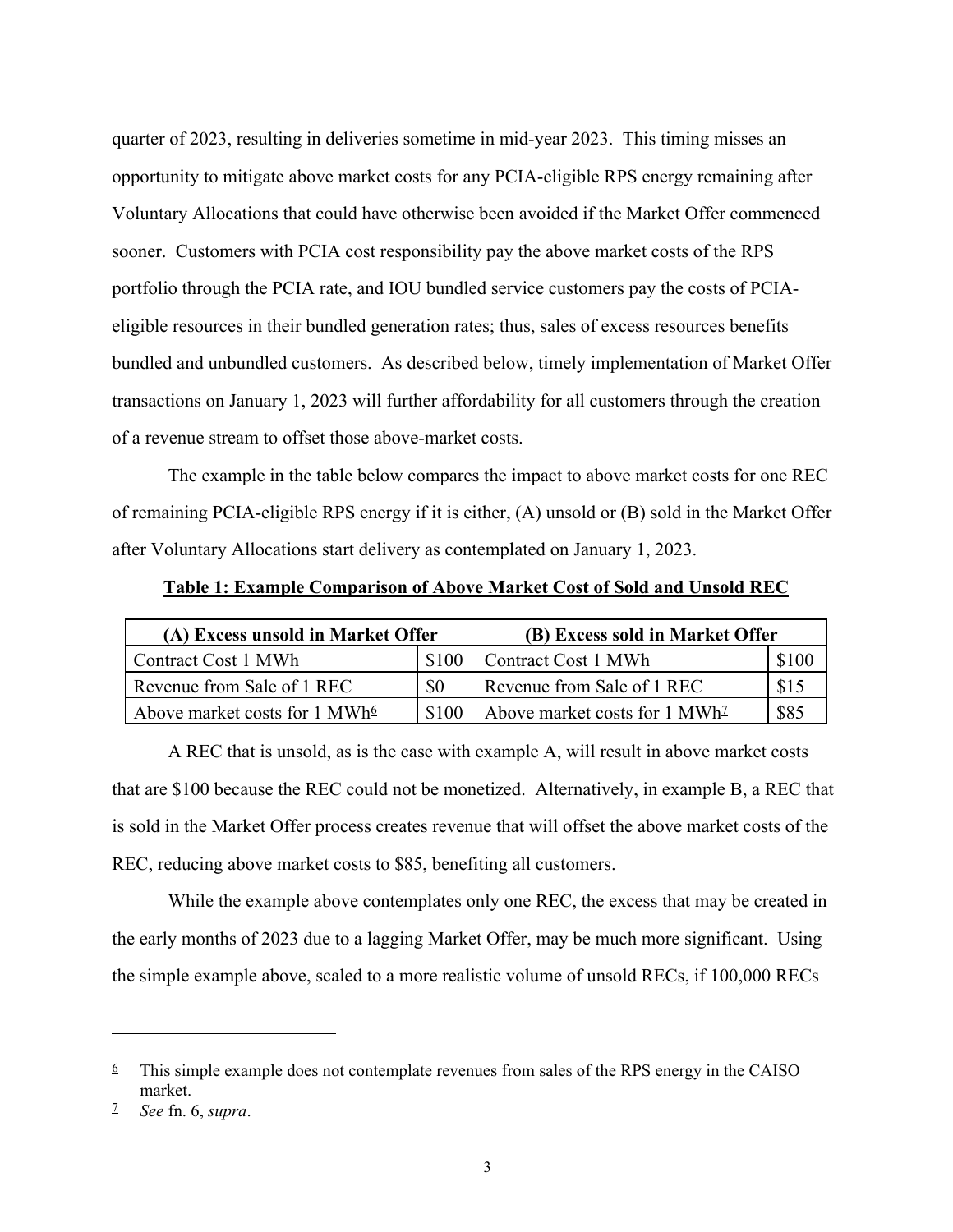quarter of 2023, resulting in deliveries sometime in mid-year 2023. This timing misses an opportunity to mitigate above market costs for any PCIA-eligible RPS energy remaining after Voluntary Allocations that could have otherwise been avoided if the Market Offer commenced sooner. Customers with PCIA cost responsibility pay the above market costs of the RPS portfolio through the PCIA rate, and IOU bundled service customers pay the costs of PCIA-eligible resources in their bundled generation rates; thus, sales of excess resources benefits bundled and unbundled customers. As described below, timely implementation of Market Offer transactions on January 1, 2023 will further affordability for all customers through the creation of a revenue stream to offset those above-market costs.

The example in the table below compares the impact to above market costs for one REC of remaining PCIA-eligible RPS energy if it is either, (A) unsold or (B) sold in the Market Offer after Voluntary Allocations start delivery as contemplated on January 1, 2023.

**Table 1: Example Comparison of Above Market Cost of Sold and Unsold REC**

| **(A) Excess unsold in Market Offer** | | **(B) Excess sold in Market Offer** | |
|---|---|---|---|
| Contract Cost 1 MWh | $100 | Contract Cost 1 MWh | $100 |
| Revenue from Sale of 1 REC | $0 | Revenue from Sale of 1 REC | $15 |
| Above market costs for 1 MWh[6] | $100 | Above market costs for 1 MWh[7] | $85 |

A REC that is unsold, as is the case with example A, will result in above market costs that are $100 because the REC could not be monetized. Alternatively, in example B, a REC that is sold in the Market Offer process creates revenue that will offset the above market costs of the REC, reducing above market costs to $85, benefiting all customers.

While the example above contemplates only one REC, the excess that may be created in the early months of 2023 due to a lagging Market Offer, may be much more significant. Using the simple example above, scaled to a more realistic volume of unsold RECs, if 100,000 RECs

---

[6] This simple example does not contemplate revenues from sales of the RPS energy in the CAISO market.

[7] *See* fn. 6, *supra*.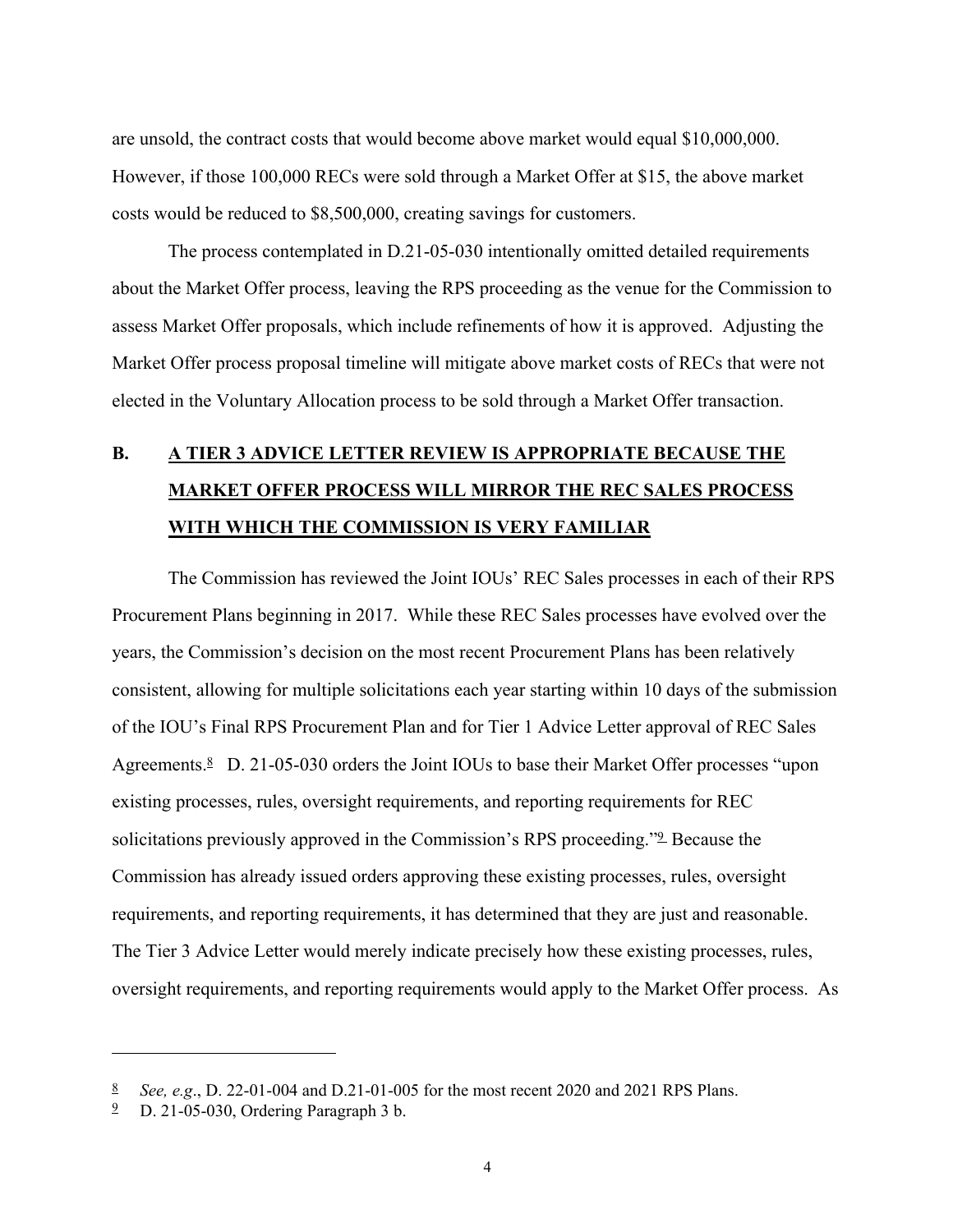are unsold, the contract costs that would become above market would equal $10,000,000. However, if those 100,000 RECs were sold through a Market Offer at $15, the above market costs would be reduced to $8,500,000, creating savings for customers.

The process contemplated in D.21-05-030 intentionally omitted detailed requirements about the Market Offer process, leaving the RPS proceeding as the venue for the Commission to assess Market Offer proposals, which include refinements of how it is approved. Adjusting the Market Offer process proposal timeline will mitigate above market costs of RECs that were not elected in the Voluntary Allocation process to be sold through a Market Offer transaction.

## B. A TIER 3 ADVICE LETTER REVIEW IS APPROPRIATE BECAUSE THE MARKET OFFER PROCESS WILL MIRROR THE REC SALES PROCESS WITH WHICH THE COMMISSION IS VERY FAMILIAR

The Commission has reviewed the Joint IOUs' REC Sales processes in each of their RPS Procurement Plans beginning in 2017. While these REC Sales processes have evolved over the years, the Commission's decision on the most recent Procurement Plans has been relatively consistent, allowing for multiple solicitations each year starting within 10 days of the submission of the IOU's Final RPS Procurement Plan and for Tier 1 Advice Letter approval of REC Sales Agreements.[8] D. 21-05-030 orders the Joint IOUs to base their Market Offer processes "upon existing processes, rules, oversight requirements, and reporting requirements for REC solicitations previously approved in the Commission's RPS proceeding."[9] Because the Commission has already issued orders approving these existing processes, rules, oversight requirements, and reporting requirements, it has determined that they are just and reasonable. The Tier 3 Advice Letter would merely indicate precisely how these existing processes, rules, oversight requirements, and reporting requirements would apply to the Market Offer process. As

---

[8] *See, e.g*., D. 22-01-004 and D.21-01-005 for the most recent 2020 and 2021 RPS Plans.

[9] D. 21-05-030, Ordering Paragraph 3 b.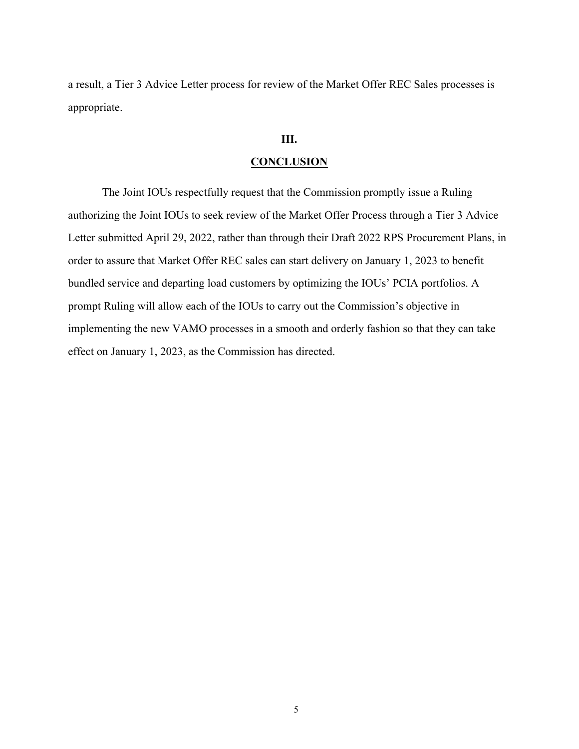a result, a Tier 3 Advice Letter process for review of the Market Offer REC Sales processes is appropriate.

## III.

## CONCLUSION

The Joint IOUs respectfully request that the Commission promptly issue a Ruling authorizing the Joint IOUs to seek review of the Market Offer Process through a Tier 3 Advice Letter submitted April 29, 2022, rather than through their Draft 2022 RPS Procurement Plans, in order to assure that Market Offer REC sales can start delivery on January 1, 2023 to benefit bundled service and departing load customers by optimizing the IOUs' PCIA portfolios. A prompt Ruling will allow each of the IOUs to carry out the Commission's objective in implementing the new VAMO processes in a smooth and orderly fashion so that they can take effect on January 1, 2023, as the Commission has directed.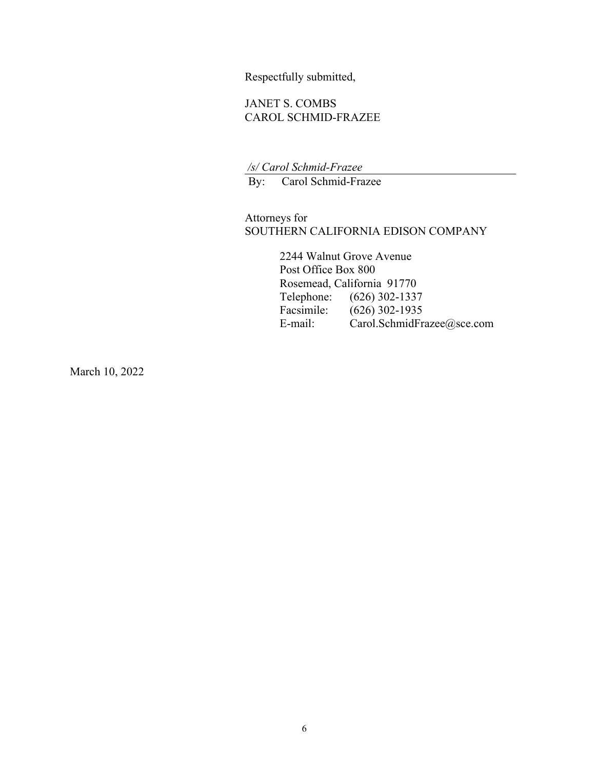Respectfully submitted,

JANET S. COMBS
CAROL SCHMID-FRAZEE

*/s/ Carol Schmid-Frazee*
By: Carol Schmid-Frazee

Attorneys for
SOUTHERN CALIFORNIA EDISON COMPANY

2244 Walnut Grove Avenue
Post Office Box 800
Rosemead, California 91770
Telephone: (626) 302-1337
Facsimile: (626) 302-1935
E-mail: Carol.SchmidFrazee@sce.com

March 10, 2022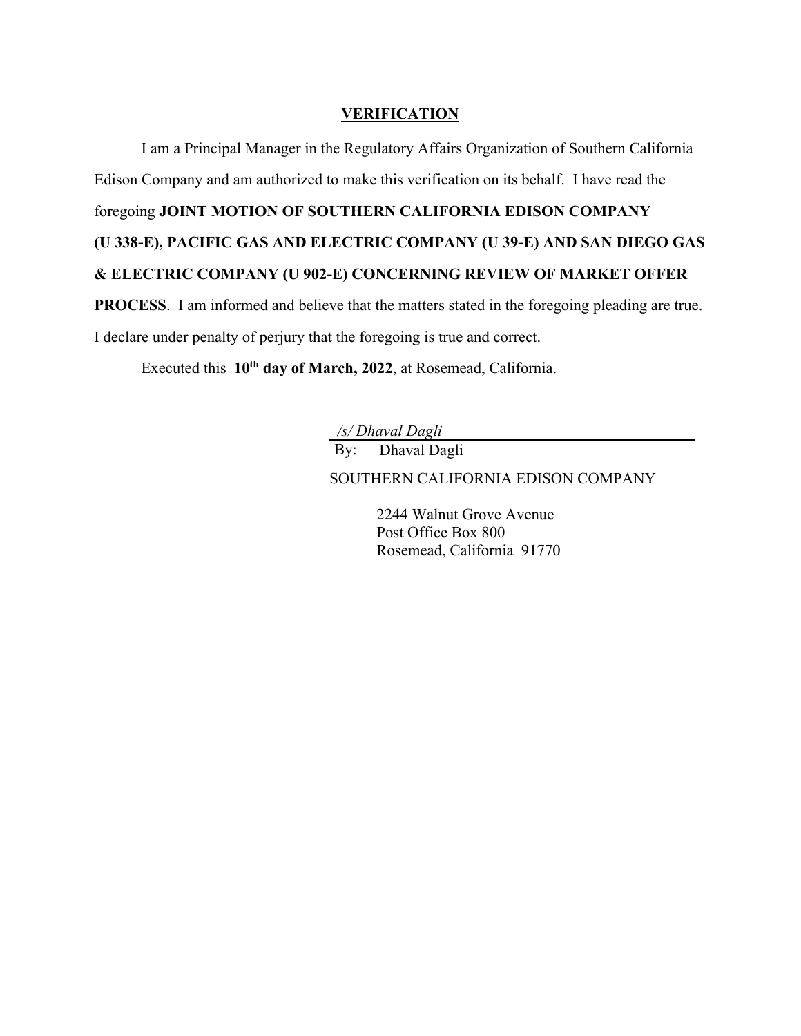## VERIFICATION

I am a Principal Manager in the Regulatory Affairs Organization of Southern California Edison Company and am authorized to make this verification on its behalf. I have read the foregoing **JOINT MOTION OF SOUTHERN CALIFORNIA EDISON COMPANY (U 338-E), PACIFIC GAS AND ELECTRIC COMPANY (U 39-E) AND SAN DIEGO GAS & ELECTRIC COMPANY (U 902-E) CONCERNING REVIEW OF MARKET OFFER PROCESS**. I am informed and believe that the matters stated in the foregoing pleading are true. I declare under penalty of perjury that the foregoing is true and correct.

Executed this **10th day of March, 2022**, at Rosemead, California.

*/s/ Dhaval Dagli*
By: Dhaval Dagli

SOUTHERN CALIFORNIA EDISON COMPANY

2244 Walnut Grove Avenue
Post Office Box 800
Rosemead, California 91770